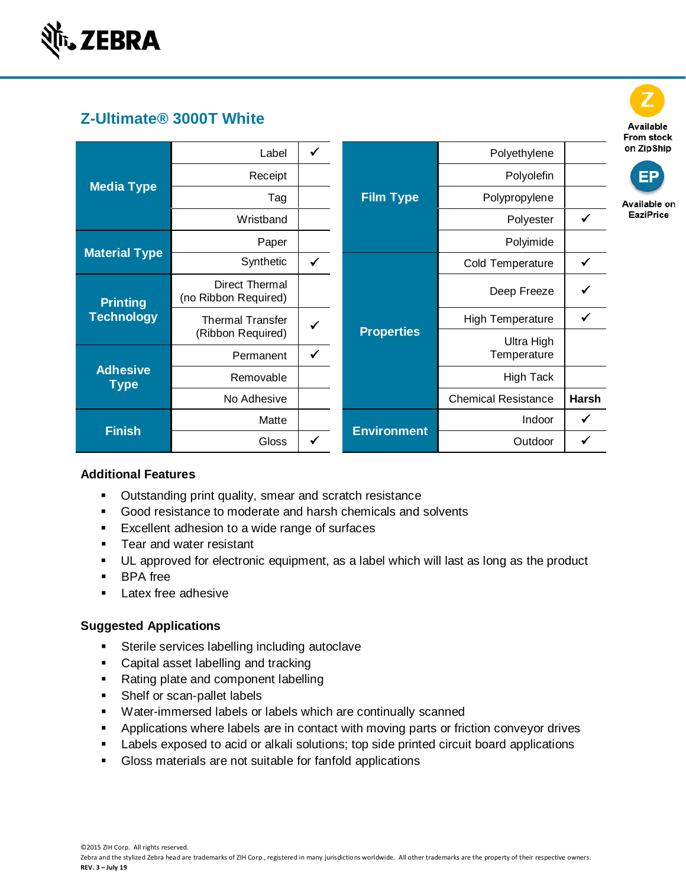ZEBRA

Available From stock on ZipShip

Available on EaziPrice

# Z-Ultimate® 3000T White

| Category | Option | |
|---|---|---|
| Media Type | Label | ✓ |
| | Receipt | |
| | Tag | |
| | Wristband | |
| Material Type | Paper | |
| | Synthetic | ✓ |
| Printing Technology | Direct Thermal (no Ribbon Required) | |
| | Thermal Transfer (Ribbon Required) | ✓ |
| Adhesive Type | Permanent | ✓ |
| | Removable | |
| | No Adhesive | |
| Finish | Matte | |
| | Gloss | ✓ |

| Category | Option | |
|---|---|---|
| Film Type | Polyethylene | |
| | Polyolefin | |
| | Polypropylene | |
| | Polyester | ✓ |
| | Polyimide | |
| Properties | Cold Temperature | ✓ |
| | Deep Freeze | ✓ |
| | High Temperature | ✓ |
| | Ultra High Temperature | |
| | High Tack | |
| | Chemical Resistance | Harsh |
| Environment | Indoor | ✓ |
| | Outdoor | ✓ |

## Additional Features

- Outstanding print quality, smear and scratch resistance
- Good resistance to moderate and harsh chemicals and solvents
- Excellent adhesion to a wide range of surfaces
- Tear and water resistant
- UL approved for electronic equipment, as a label which will last as long as the product
- BPA free
- Latex free adhesive

## Suggested Applications

- Sterile services labelling including autoclave
- Capital asset labelling and tracking
- Rating plate and component labelling
- Shelf or scan-pallet labels
- Water-immersed labels or labels which are continually scanned
- Applications where labels are in contact with moving parts or friction conveyor drives
- Labels exposed to acid or alkali solutions; top side printed circuit board applications
- Gloss materials are not suitable for fanfold applications

©2015 ZIH Corp. All rights reserved.
Zebra and the stylized Zebra head are trademarks of ZIH Corp., registered in many jurisdictions worldwide. All other trademarks are the property of their respective owners.
**REV. 3 – July 19**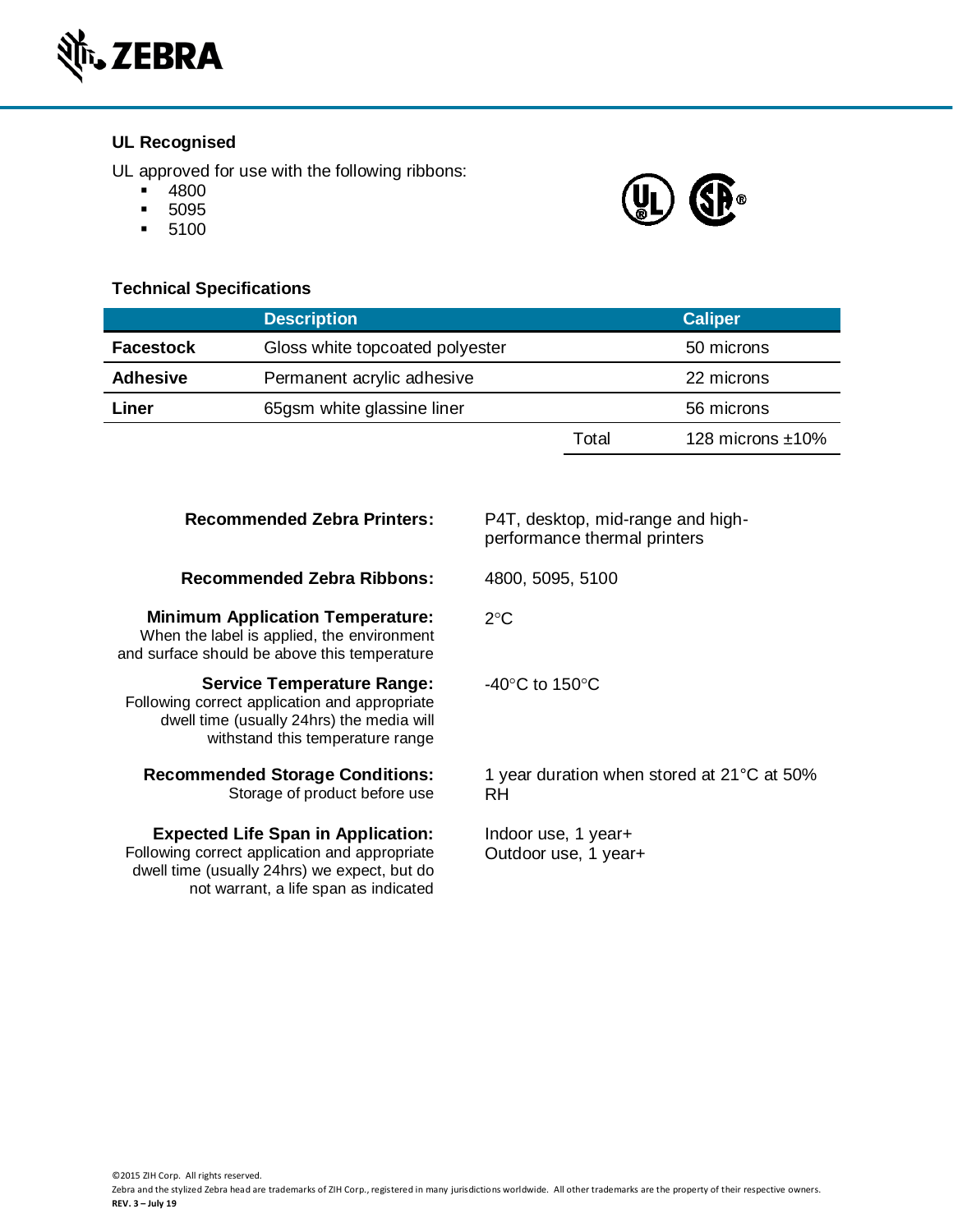## UL Recognised

UL approved for use with the following ribbons:

- 4800
- 5095
- 5100

## Technical Specifications

| | Description | | Caliper |
|---|---|---|---|
| **Facestock** | Gloss white topcoated polyester | | 50 microns |
| **Adhesive** | Permanent acrylic adhesive | | 22 microns |
| **Liner** | 65gsm white glassine liner | | 56 microns |
| | | Total | 128 microns ±10% |

**Recommended Zebra Printers:** P4T, desktop, mid-range and high-performance thermal printers

**Recommended Zebra Ribbons:** 4800, 5095, 5100

**Minimum Application Temperature:**
When the label is applied, the environment and surface should be above this temperature
2°C

**Service Temperature Range:**
Following correct application and appropriate dwell time (usually 24hrs) the media will withstand this temperature range
-40°C to 150°C

**Recommended Storage Conditions:**
Storage of product before use
1 year duration when stored at 21°C at 50% RH

**Expected Life Span in Application:**
Following correct application and appropriate dwell time (usually 24hrs) we expect, but do not warrant, a life span as indicated
Indoor use, 1 year+
Outdoor use, 1 year+

©2015 ZIH Corp. All rights reserved.
Zebra and the stylized Zebra head are trademarks of ZIH Corp., registered in many jurisdictions worldwide. All other trademarks are the property of their respective owners.
**REV. 3 – July 19**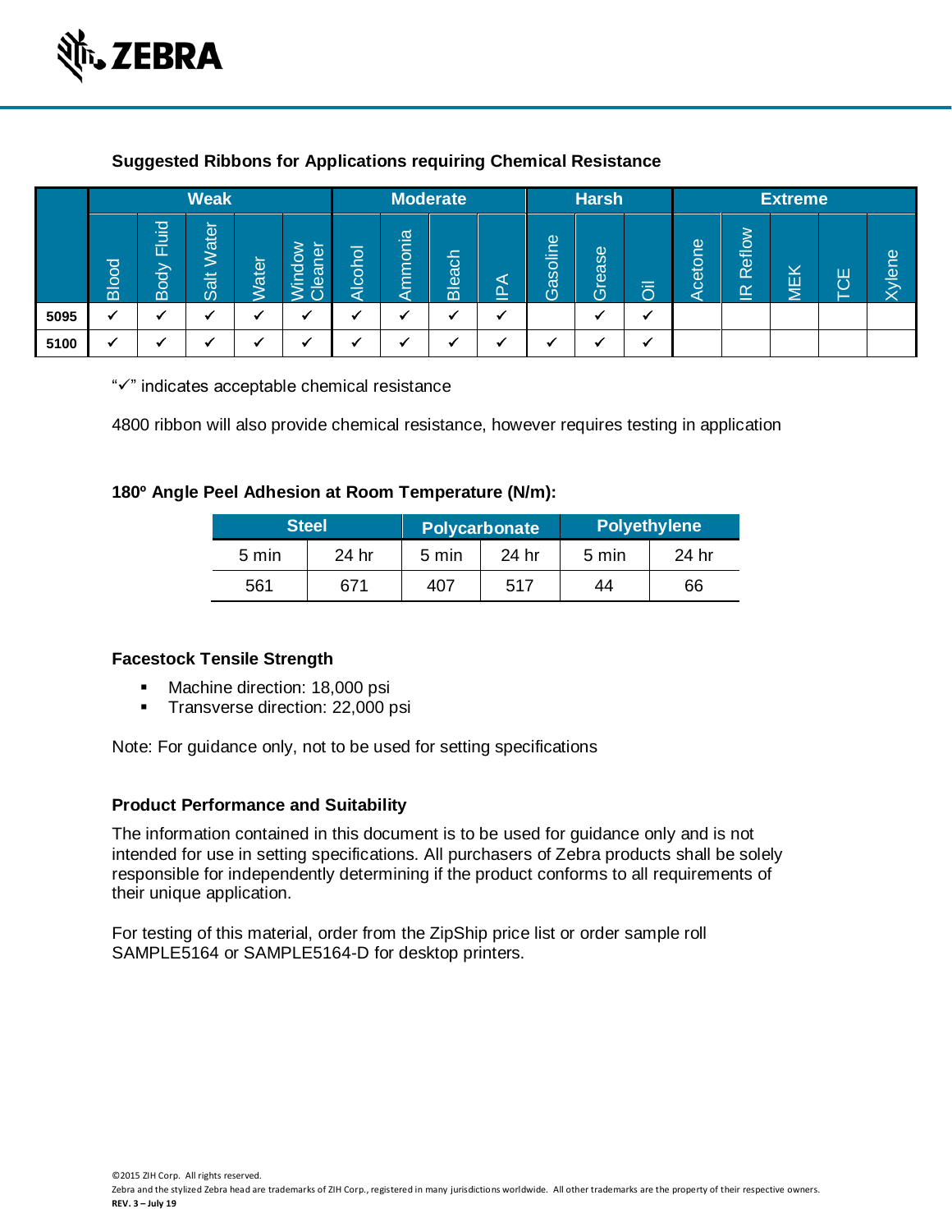### Suggested Ribbons for Applications requiring Chemical Resistance

| | Weak | | | | | Moderate | | | | Harsh | | | Extreme | | | | |
|---|---|---|---|---|---|---|---|---|---|---|---|---|---|---|---|---|---|
| | Blood | Body Fluid | Salt Water | Water | Window Cleaner | Alcohol | Ammonia | Bleach | IPA | Gasoline | Grease | Oil | Acetone | IR Reflow | MEK | TCE | Xylene |
| **5095** | ✓ | ✓ | ✓ | ✓ | ✓ | ✓ | ✓ | ✓ | ✓ | | ✓ | ✓ | | | | | |
| **5100** | ✓ | ✓ | ✓ | ✓ | ✓ | ✓ | ✓ | ✓ | ✓ | ✓ | ✓ | ✓ | | | | | |

"✓" indicates acceptable chemical resistance

4800 ribbon will also provide chemical resistance, however requires testing in application

### 180º Angle Peel Adhesion at Room Temperature (N/m):

| Steel | | Polycarbonate | | Polyethylene | |
|---|---|---|---|---|---|
| 5 min | 24 hr | 5 min | 24 hr | 5 min | 24 hr |
| 561 | 671 | 407 | 517 | 44 | 66 |

### Facestock Tensile Strength

- Machine direction: 18,000 psi
- Transverse direction: 22,000 psi

Note: For guidance only, not to be used for setting specifications

### Product Performance and Suitability

The information contained in this document is to be used for guidance only and is not intended for use in setting specifications. All purchasers of Zebra products shall be solely responsible for independently determining if the product conforms to all requirements of their unique application.

For testing of this material, order from the ZipShip price list or order sample roll SAMPLE5164 or SAMPLE5164-D for desktop printers.

©2015 ZIH Corp. All rights reserved.
Zebra and the stylized Zebra head are trademarks of ZIH Corp., registered in many jurisdictions worldwide. All other trademarks are the property of their respective owners.
**REV. 3 – July 19**